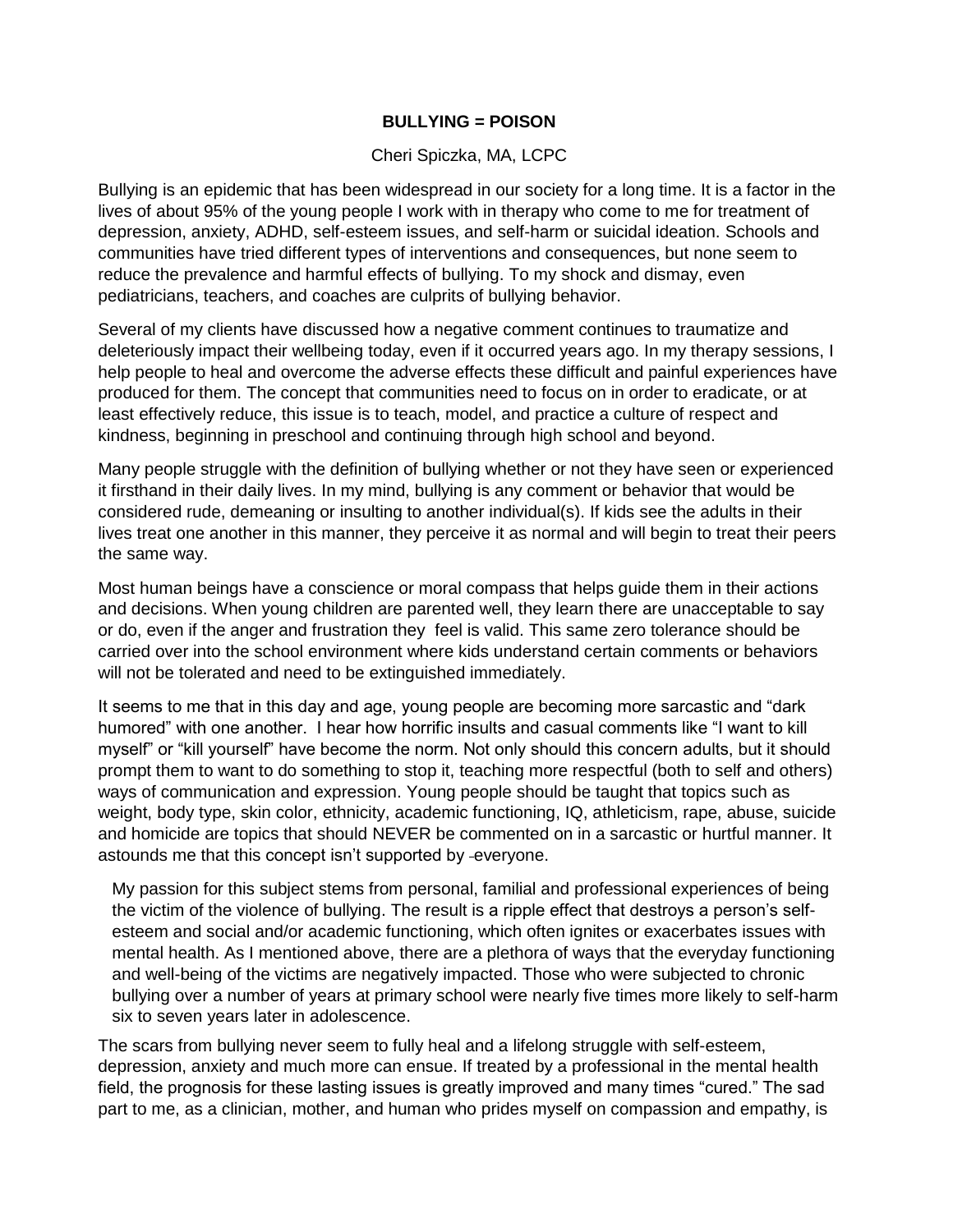# BULLYING = POISON

Cheri Spiczka, MA, LCPC

Bullying is an epidemic that has been widespread in our society for a long time. It is a factor in the lives of about 95% of the young people I work with in therapy who come to me for treatment of depression, anxiety, ADHD, self-esteem issues, and self-harm or suicidal ideation. Schools and communities have tried different types of interventions and consequences, but none seem to reduce the prevalence and harmful effects of bullying. To my shock and dismay, even pediatricians, teachers, and coaches are culprits of bullying behavior.

Several of my clients have discussed how a negative comment continues to traumatize and deleteriously impact their wellbeing today, even if it occurred years ago. In my therapy sessions, I help people to heal and overcome the adverse effects these difficult and painful experiences have produced for them. The concept that communities need to focus on in order to eradicate, or at least effectively reduce, this issue is to teach, model, and practice a culture of respect and kindness, beginning in preschool and continuing through high school and beyond.

Many people struggle with the definition of bullying whether or not they have seen or experienced it firsthand in their daily lives. In my mind, bullying is any comment or behavior that would be considered rude, demeaning or insulting to another individual(s). If kids see the adults in their lives treat one another in this manner, they perceive it as normal and will begin to treat their peers the same way.

Most human beings have a conscience or moral compass that helps guide them in their actions and decisions. When young children are parented well, they learn there are unacceptable to say or do, even if the anger and frustration they feel is valid. This same zero tolerance should be carried over into the school environment where kids understand certain comments or behaviors will not be tolerated and need to be extinguished immediately.

It seems to me that in this day and age, young people are becoming more sarcastic and "dark humored" with one another. I hear how horrific insults and casual comments like "I want to kill myself" or "kill yourself" have become the norm. Not only should this concern adults, but it should prompt them to want to do something to stop it, teaching more respectful (both to self and others) ways of communication and expression. Young people should be taught that topics such as weight, body type, skin color, ethnicity, academic functioning, IQ, athleticism, rape, abuse, suicide and homicide are topics that should NEVER be commented on in a sarcastic or hurtful manner. It astounds me that this concept isn't supported by everyone.

My passion for this subject stems from personal, familial and professional experiences of being the victim of the violence of bullying. The result is a ripple effect that destroys a person's self-esteem and social and/or academic functioning, which often ignites or exacerbates issues with mental health. As I mentioned above, there are a plethora of ways that the everyday functioning and well-being of the victims are negatively impacted. Those who were subjected to chronic bullying over a number of years at primary school were nearly five times more likely to self-harm six to seven years later in adolescence.

The scars from bullying never seem to fully heal and a lifelong struggle with self-esteem, depression, anxiety and much more can ensue. If treated by a professional in the mental health field, the prognosis for these lasting issues is greatly improved and many times "cured." The sad part to me, as a clinician, mother, and human who prides myself on compassion and empathy, is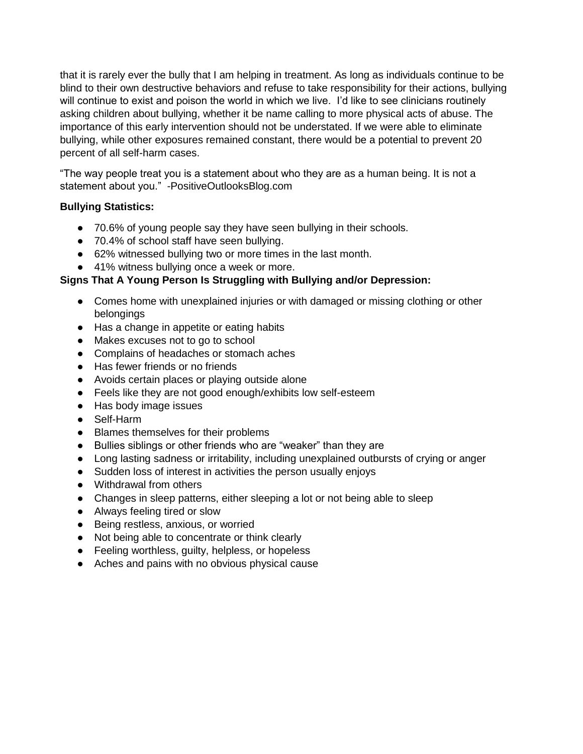that it is rarely ever the bully that I am helping in treatment. As long as individuals continue to be blind to their own destructive behaviors and refuse to take responsibility for their actions, bullying will continue to exist and poison the world in which we live. I'd like to see clinicians routinely asking children about bullying, whether it be name calling to more physical acts of abuse. The importance of this early intervention should not be understated. If we were able to eliminate bullying, while other exposures remained constant, there would be a potential to prevent 20 percent of all self-harm cases.

"The way people treat you is a statement about who they are as a human being. It is not a statement about you." -PositiveOutlooksBlog.com

**Bullying Statistics:**

- 70.6% of young people say they have seen bullying in their schools.
- 70.4% of school staff have seen bullying.
- 62% witnessed bullying two or more times in the last month.
- 41% witness bullying once a week or more.

**Signs That A Young Person Is Struggling with Bullying and/or Depression:**

- Comes home with unexplained injuries or with damaged or missing clothing or other belongings
- Has a change in appetite or eating habits
- Makes excuses not to go to school
- Complains of headaches or stomach aches
- Has fewer friends or no friends
- Avoids certain places or playing outside alone
- Feels like they are not good enough/exhibits low self-esteem
- Has body image issues
- Self-Harm
- Blames themselves for their problems
- Bullies siblings or other friends who are "weaker" than they are
- Long lasting sadness or irritability, including unexplained outbursts of crying or anger
- Sudden loss of interest in activities the person usually enjoys
- Withdrawal from others
- Changes in sleep patterns, either sleeping a lot or not being able to sleep
- Always feeling tired or slow
- Being restless, anxious, or worried
- Not being able to concentrate or think clearly
- Feeling worthless, guilty, helpless, or hopeless
- Aches and pains with no obvious physical cause